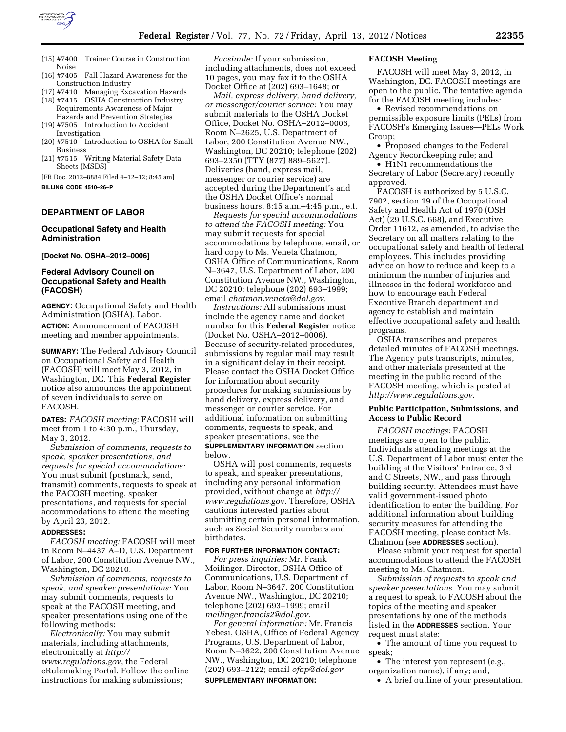(15) #7400 Trainer Course in Construction Noise
(16) #7405 Fall Hazard Awareness for the Construction Industry
(17) #7410 Managing Excavation Hazards
(18) #7415 OSHA Construction Industry Requirements Awareness of Major Hazards and Prevention Strategies
(19) #7505 Introduction to Accident Investigation
(20) #7510 Introduction to OSHA for Small Business
(21) #7515 Writing Material Safety Data Sheets (MSDS)

[FR Doc. 2012–8884 Filed 4–12–12; 8:45 am]

**BILLING CODE 4510–26–P**

---

## DEPARTMENT OF LABOR

### Occupational Safety and Health Administration

**[Docket No. OSHA–2012–0006]**

### Federal Advisory Council on Occupational Safety and Health (FACOSH)

**AGENCY:** Occupational Safety and Health Administration (OSHA), Labor.

**ACTION:** Announcement of FACOSH meeting and member appointments.

**SUMMARY:** The Federal Advisory Council on Occupational Safety and Health (FACOSH) will meet May 3, 2012, in Washington, DC. This **Federal Register** notice also announces the appointment of seven individuals to serve on FACOSH.

**DATES:** *FACOSH meeting:* FACOSH will meet from 1 to 4:30 p.m., Thursday, May 3, 2012.

*Submission of comments, requests to speak, speaker presentations, and requests for special accommodations:* You must submit (postmark, send, transmit) comments, requests to speak at the FACOSH meeting, speaker presentations, and requests for special accommodations to attend the meeting by April 23, 2012.

**ADDRESSES:**

*FACOSH meeting:* FACOSH will meet in Room N–4437 A–D, U.S. Department of Labor, 200 Constitution Avenue NW., Washington, DC 20210.

*Submission of comments, requests to speak, and speaker presentations:* You may submit comments, requests to speak at the FACOSH meeting, and speaker presentations using one of the following methods:

*Electronically:* You may submit materials, including attachments, electronically at *http://www.regulations.gov*, the Federal eRulemaking Portal. Follow the online instructions for making submissions;

*Facsimile:* If your submission, including attachments, does not exceed 10 pages, you may fax it to the OSHA Docket Office at (202) 693–1648; or

*Mail, express delivery, hand delivery, or messenger/courier service:* You may submit materials to the OSHA Docket Office, Docket No. OSHA–2012–0006, Room N–2625, U.S. Department of Labor, 200 Constitution Avenue NW., Washington, DC 20210; telephone (202) 693–2350 (TTY (877) 889–5627). Deliveries (hand, express mail, messenger or courier service) are accepted during the Department's and the OSHA Docket Office's normal business hours, 8:15 a.m.–4:45 p.m., e.t.

*Requests for special accommodations to attend the FACOSH meeting:* You may submit requests for special accommodations by telephone, email, or hard copy to Ms. Veneta Chatmon, OSHA Office of Communications, Room N–3647, U.S. Department of Labor, 200 Constitution Avenue NW., Washington, DC 20210; telephone (202) 693–1999; email *chatmon.veneta@dol.gov.*

*Instructions:* All submissions must include the agency name and docket number for this **Federal Register** notice (Docket No. OSHA–2012–0006). Because of security-related procedures, submissions by regular mail may result in a significant delay in their receipt. Please contact the OSHA Docket Office for information about security procedures for making submissions by hand delivery, express delivery, and messenger or courier service. For additional information on submitting comments, requests to speak, and speaker presentations, see the **SUPPLEMENTARY INFORMATION** section below.

OSHA will post comments, requests to speak, and speaker presentations, including any personal information provided, without change at *http://www.regulations.gov*. Therefore, OSHA cautions interested parties about submitting certain personal information, such as Social Security numbers and birthdates.

**FOR FURTHER INFORMATION CONTACT:**

*For press inquiries:* Mr. Frank Meilinger, Director, OSHA Office of Communications, U.S. Department of Labor, Room N–3647, 200 Constitution Avenue NW., Washington, DC 20210; telephone (202) 693–1999; email *meilinger.francis2@dol.gov*.

*For general information:* Mr. Francis Yebesi, OSHA, Office of Federal Agency Programs, U.S. Department of Labor, Room N–3622, 200 Constitution Avenue NW., Washington, DC 20210; telephone (202) 693–2122; email *ofap@dol.gov*.

**SUPPLEMENTARY INFORMATION:**

#### FACOSH Meeting

FACOSH will meet May 3, 2012, in Washington, DC. FACOSH meetings are open to the public. The tentative agenda for the FACOSH meeting includes:

- Revised recommendations on permissible exposure limits (PELs) from FACOSH's Emerging Issues—PELs Work Group;
- Proposed changes to the Federal Agency Recordkeeping rule; and
- H1N1 recommendations the Secretary of Labor (Secretary) recently approved.

FACOSH is authorized by 5 U.S.C. 7902, section 19 of the Occupational Safety and Health Act of 1970 (OSH Act) (29 U.S.C. 668), and Executive Order 11612, as amended, to advise the Secretary on all matters relating to the occupational safety and health of federal employees. This includes providing advice on how to reduce and keep to a minimum the number of injuries and illnesses in the federal workforce and how to encourage each Federal Executive Branch department and agency to establish and maintain effective occupational safety and health programs.

OSHA transcribes and prepares detailed minutes of FACOSH meetings. The Agency puts transcripts, minutes, and other materials presented at the meeting in the public record of the FACOSH meeting, which is posted at *http://www.regulations.gov*.

#### Public Participation, Submissions, and Access to Public Record

*FACOSH meetings:* FACOSH meetings are open to the public. Individuals attending meetings at the U.S. Department of Labor must enter the building at the Visitors' Entrance, 3rd and C Streets, NW., and pass through building security. Attendees must have valid government-issued photo identification to enter the building. For additional information about building security measures for attending the FACOSH meeting, please contact Ms. Chatmon (see **ADDRESSES** section).

Please submit your request for special accommodations to attend the FACOSH meeting to Ms. Chatmon.

*Submission of requests to speak and speaker presentations.* You may submit a request to speak to FACOSH about the topics of the meeting and speaker presentations by one of the methods listed in the **ADDRESSES** section. Your request must state:

- The amount of time you request to speak;
- The interest you represent (e.g., organization name), if any; and,
- A brief outline of your presentation.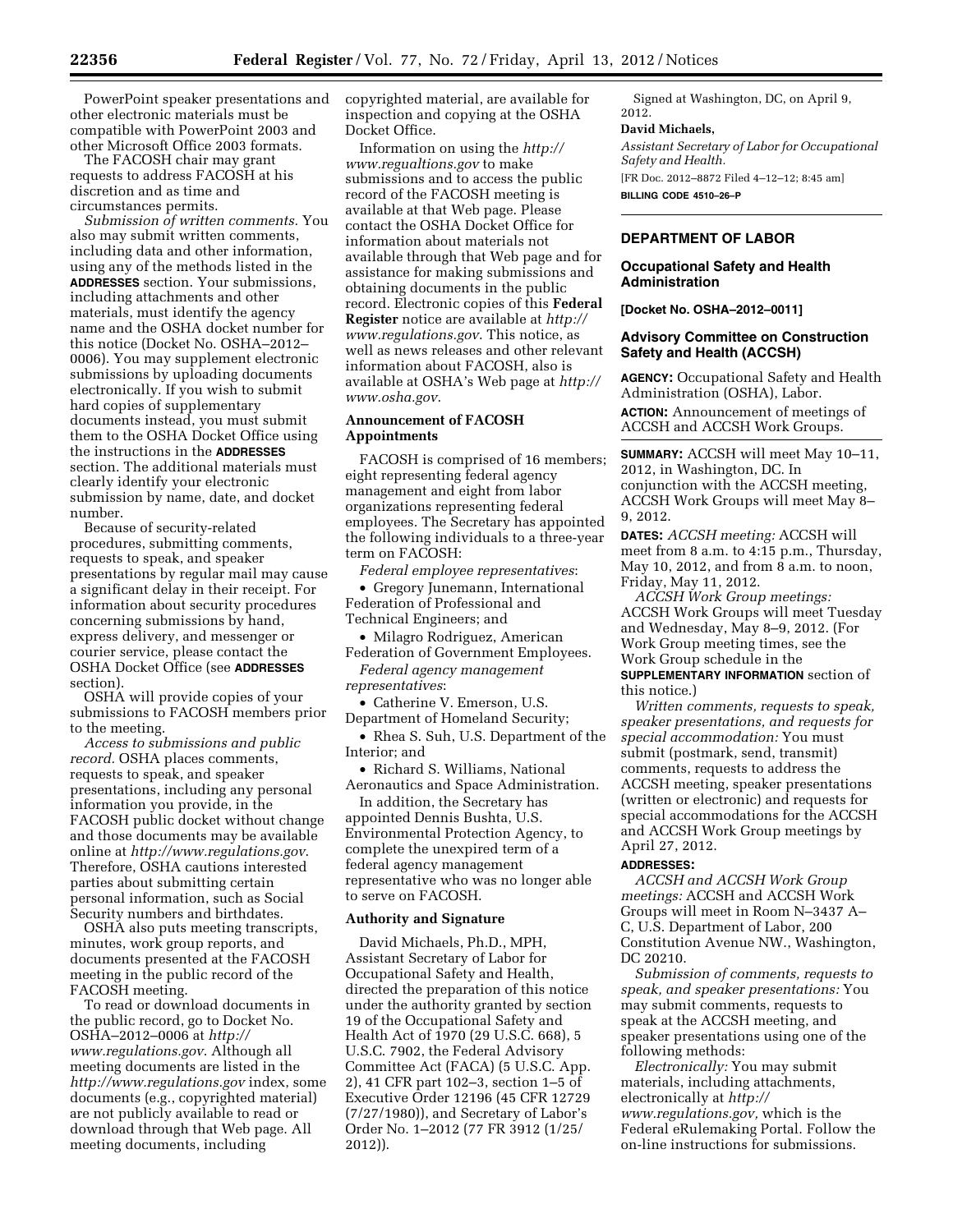PowerPoint speaker presentations and other electronic materials must be compatible with PowerPoint 2003 and other Microsoft Office 2003 formats.

The FACOSH chair may grant requests to address FACOSH at his discretion and as time and circumstances permits.

*Submission of written comments.* You also may submit written comments, including data and other information, using any of the methods listed in the **ADDRESSES** section. Your submissions, including attachments and other materials, must identify the agency name and the OSHA docket number for this notice (Docket No. OSHA–2012–0006). You may supplement electronic submissions by uploading documents electronically. If you wish to submit hard copies of supplementary documents instead, you must submit them to the OSHA Docket Office using the instructions in the **ADDRESSES** section. The additional materials must clearly identify your electronic submission by name, date, and docket number.

Because of security-related procedures, submitting comments, requests to speak, and speaker presentations by regular mail may cause a significant delay in their receipt. For information about security procedures concerning submissions by hand, express delivery, and messenger or courier service, please contact the OSHA Docket Office (see **ADDRESSES** section).

OSHA will provide copies of your submissions to FACOSH members prior to the meeting.

*Access to submissions and public record.* OSHA places comments, requests to speak, and speaker presentations, including any personal information you provide, in the FACOSH public docket without change and those documents may be available online at *http://www.regulations.gov*. Therefore, OSHA cautions interested parties about submitting certain personal information, such as Social Security numbers and birthdates.

OSHA also puts meeting transcripts, minutes, work group reports, and documents presented at the FACOSH meeting in the public record of the FACOSH meeting.

To read or download documents in the public record, go to Docket No. OSHA–2012–0006 at *http://www.regulations.gov*. Although all meeting documents are listed in the *http://www.regulations.gov* index, some documents (e.g., copyrighted material) are not publicly available to read or download through that Web page. All meeting documents, including copyrighted material, are available for inspection and copying at the OSHA Docket Office.

Information on using the *http://www.regualtions.gov* to make submissions and to access the public record of the FACOSH meeting is available at that Web page. Please contact the OSHA Docket Office for information about materials not available through that Web page and for assistance for making submissions and obtaining documents in the public record. Electronic copies of this **Federal Register** notice are available at *http://www.regulations.gov*. This notice, as well as news releases and other relevant information about FACOSH, also is available at OSHA's Web page at *http://www.osha.gov*.

## Announcement of FACOSH Appointments

FACOSH is comprised of 16 members; eight representing federal agency management and eight from labor organizations representing federal employees. The Secretary has appointed the following individuals to a three-year term on FACOSH:

*Federal employee representatives*:

- Gregory Junemann, International Federation of Professional and Technical Engineers; and
- Milagro Rodriguez, American Federation of Government Employees.

*Federal agency management representatives*:

- Catherine V. Emerson, U.S. Department of Homeland Security;
- Rhea S. Suh, U.S. Department of the Interior; and
- Richard S. Williams, National Aeronautics and Space Administration.

In addition, the Secretary has appointed Dennis Bushta, U.S. Environmental Protection Agency, to complete the unexpired term of a federal agency management representative who was no longer able to serve on FACOSH.

## Authority and Signature

David Michaels, Ph.D., MPH, Assistant Secretary of Labor for Occupational Safety and Health, directed the preparation of this notice under the authority granted by section 19 of the Occupational Safety and Health Act of 1970 (29 U.S.C. 668), 5 U.S.C. 7902, the Federal Advisory Committee Act (FACA) (5 U.S.C. App. 2), 41 CFR part 102–3, section 1–5 of Executive Order 12196 (45 CFR 12729 (7/27/1980)), and Secretary of Labor's Order No. 1–2012 (77 FR 3912 (1/25/2012)).

Signed at Washington, DC, on April 9, 2012.

**David Michaels,**

*Assistant Secretary of Labor for Occupational Safety and Health.*

[FR Doc. 2012–8872 Filed 4–12–12; 8:45 am]

**BILLING CODE 4510–26–P**

---

# DEPARTMENT OF LABOR

## Occupational Safety and Health Administration

**[Docket No. OSHA–2012–0011]**

## Advisory Committee on Construction Safety and Health (ACCSH)

**AGENCY:** Occupational Safety and Health Administration (OSHA), Labor.

**ACTION:** Announcement of meetings of ACCSH and ACCSH Work Groups.

**SUMMARY:** ACCSH will meet May 10–11, 2012, in Washington, DC. In conjunction with the ACCSH meeting, ACCSH Work Groups will meet May 8–9, 2012.

**DATES:** *ACCSH meeting:* ACCSH will meet from 8 a.m. to 4:15 p.m., Thursday, May 10, 2012, and from 8 a.m. to noon, Friday, May 11, 2012.

*ACCSH Work Group meetings:* ACCSH Work Groups will meet Tuesday and Wednesday, May 8–9, 2012. (For Work Group meeting times, see the Work Group schedule in the **SUPPLEMENTARY INFORMATION** section of this notice.)

*Written comments, requests to speak, speaker presentations, and requests for special accommodation:* You must submit (postmark, send, transmit) comments, requests to address the ACCSH meeting, speaker presentations (written or electronic) and requests for special accommodations for the ACCSH and ACCSH Work Group meetings by April 27, 2012.

**ADDRESSES:**

*ACCSH and ACCSH Work Group meetings:* ACCSH and ACCSH Work Groups will meet in Room N–3437 A–C, U.S. Department of Labor, 200 Constitution Avenue NW., Washington, DC 20210.

*Submission of comments, requests to speak, and speaker presentations:* You may submit comments, requests to speak at the ACCSH meeting, and speaker presentations using one of the following methods:

*Electronically:* You may submit materials, including attachments, electronically at *http://www.regulations.gov,* which is the Federal eRulemaking Portal. Follow the on-line instructions for submissions.